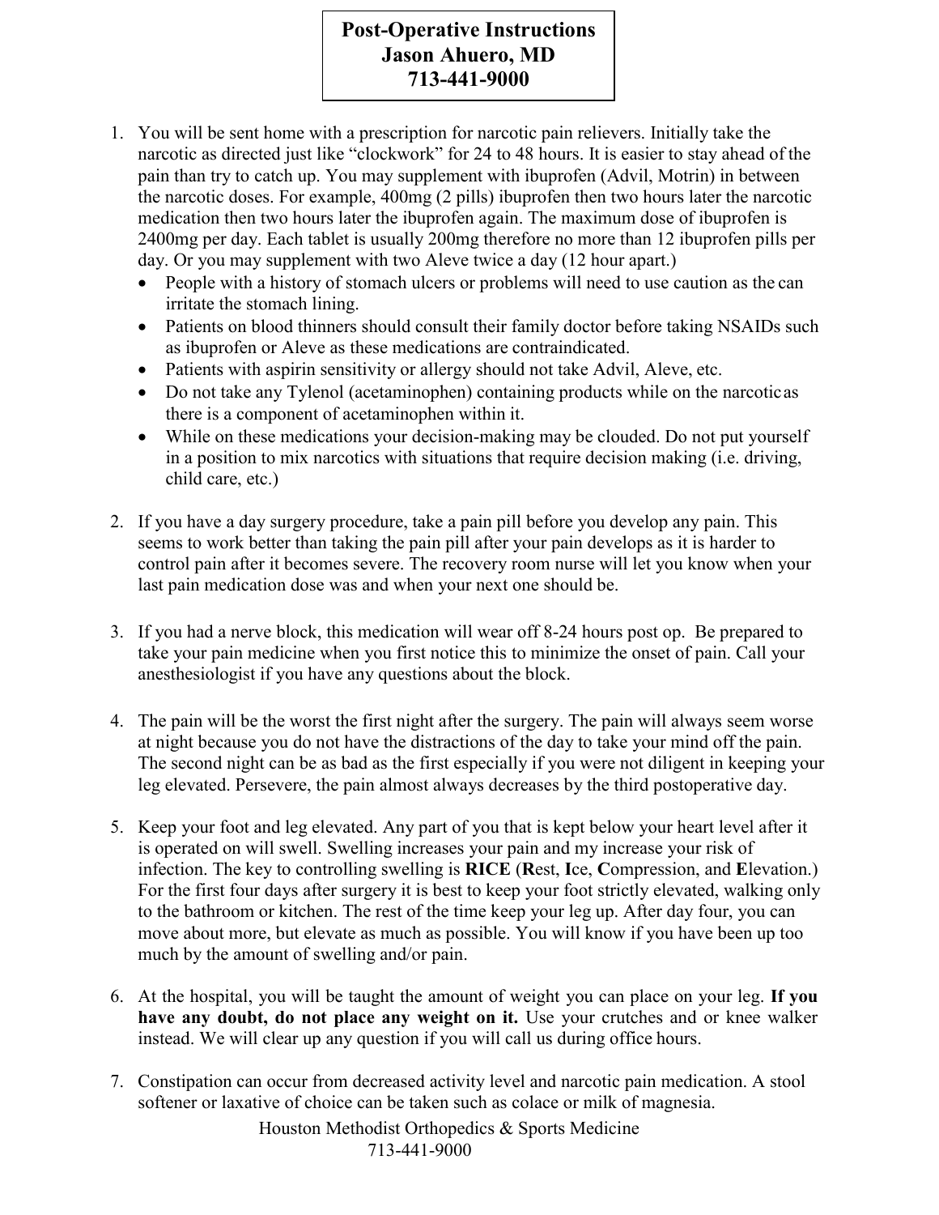**Post-Operative Instructions**
**Jason Ahuero, MD**
**713-441-9000**

1. You will be sent home with a prescription for narcotic pain relievers. Initially take the narcotic as directed just like "clockwork" for 24 to 48 hours. It is easier to stay ahead of the pain than try to catch up. You may supplement with ibuprofen (Advil, Motrin) in between the narcotic doses. For example, 400mg (2 pills) ibuprofen then two hours later the narcotic medication then two hours later the ibuprofen again. The maximum dose of ibuprofen is 2400mg per day. Each tablet is usually 200mg therefore no more than 12 ibuprofen pills per day. Or you may supplement with two Aleve twice a day (12 hour apart.)
   - People with a history of stomach ulcers or problems will need to use caution as the can irritate the stomach lining.
   - Patients on blood thinners should consult their family doctor before taking NSAIDs such as ibuprofen or Aleve as these medications are contraindicated.
   - Patients with aspirin sensitivity or allergy should not take Advil, Aleve, etc.
   - Do not take any Tylenol (acetaminophen) containing products while on the narcotic as there is a component of acetaminophen within it.
   - While on these medications your decision-making may be clouded. Do not put yourself in a position to mix narcotics with situations that require decision making (i.e. driving, child care, etc.)

2. If you have a day surgery procedure, take a pain pill before you develop any pain. This seems to work better than taking the pain pill after your pain develops as it is harder to control pain after it becomes severe. The recovery room nurse will let you know when your last pain medication dose was and when your next one should be.

3. If you had a nerve block, this medication will wear off 8-24 hours post op. Be prepared to take your pain medicine when you first notice this to minimize the onset of pain. Call your anesthesiologist if you have any questions about the block.

4. The pain will be the worst the first night after the surgery. The pain will always seem worse at night because you do not have the distractions of the day to take your mind off the pain. The second night can be as bad as the first especially if you were not diligent in keeping your leg elevated. Persevere, the pain almost always decreases by the third postoperative day.

5. Keep your foot and leg elevated. Any part of you that is kept below your heart level after it is operated on will swell. Swelling increases your pain and my increase your risk of infection. The key to controlling swelling is **RICE** (**R**est, **I**ce, **C**ompression, and **E**levation.) For the first four days after surgery it is best to keep your foot strictly elevated, walking only to the bathroom or kitchen. The rest of the time keep your leg up. After day four, you can move about more, but elevate as much as possible. You will know if you have been up too much by the amount of swelling and/or pain.

6. At the hospital, you will be taught the amount of weight you can place on your leg. **If you have any doubt, do not place any weight on it.** Use your crutches and or knee walker instead. We will clear up any question if you will call us during office hours.

7. Constipation can occur from decreased activity level and narcotic pain medication. A stool softener or laxative of choice can be taken such as colace or milk of magnesia.

Houston Methodist Orthopedics & Sports Medicine
713-441-9000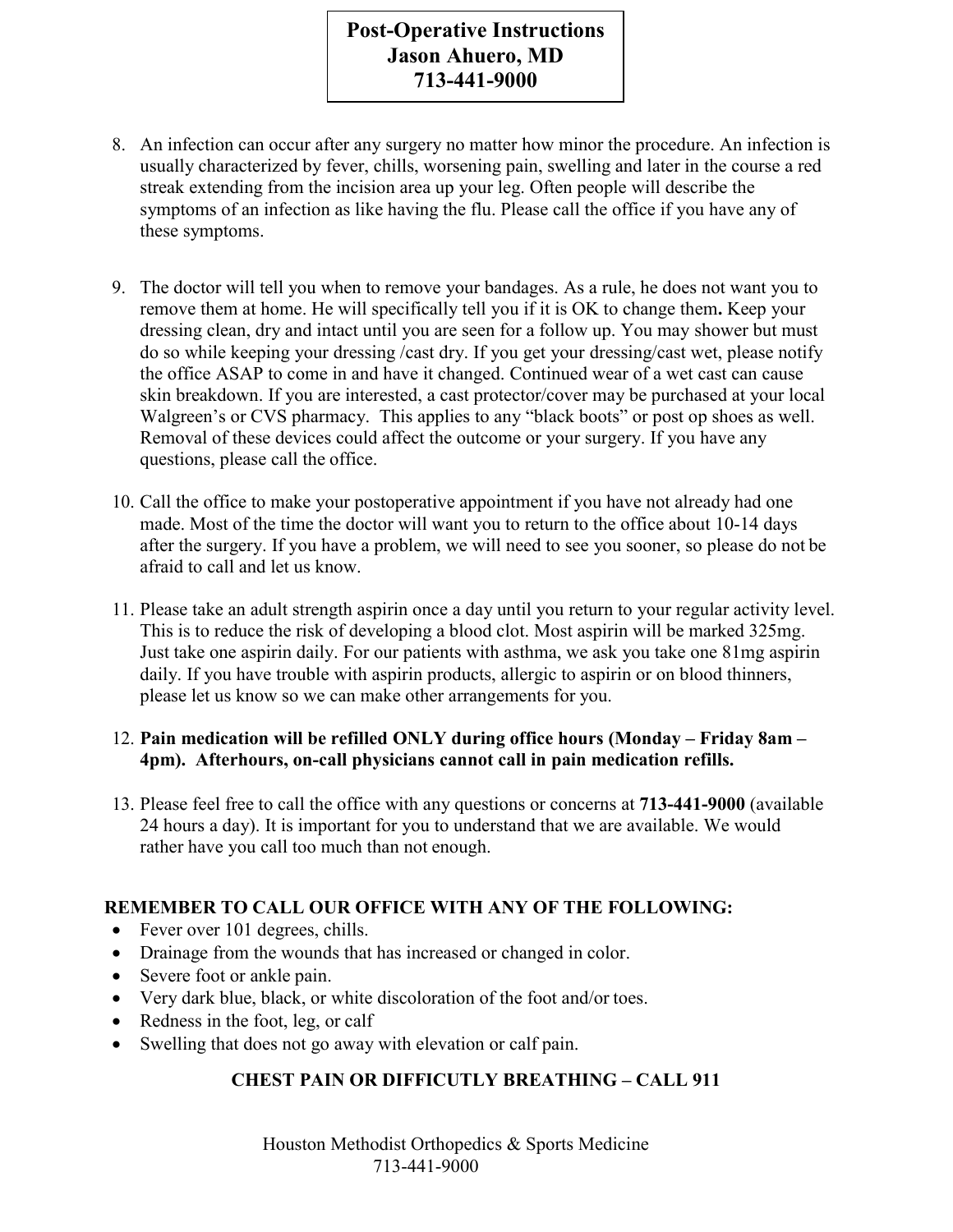**Post-Operative Instructions**
**Jason Ahuero, MD**
**713-441-9000**

8. An infection can occur after any surgery no matter how minor the procedure. An infection is usually characterized by fever, chills, worsening pain, swelling and later in the course a red streak extending from the incision area up your leg. Often people will describe the symptoms of an infection as like having the flu. Please call the office if you have any of these symptoms.

9. The doctor will tell you when to remove your bandages. As a rule, he does not want you to remove them at home. He will specifically tell you if it is OK to change them**.** Keep your dressing clean, dry and intact until you are seen for a follow up. You may shower but must do so while keeping your dressing /cast dry. If you get your dressing/cast wet, please notify the office ASAP to come in and have it changed. Continued wear of a wet cast can cause skin breakdown. If you are interested, a cast protector/cover may be purchased at your local Walgreen's or CVS pharmacy. This applies to any "black boots" or post op shoes as well. Removal of these devices could affect the outcome or your surgery. If you have any questions, please call the office.

10. Call the office to make your postoperative appointment if you have not already had one made. Most of the time the doctor will want you to return to the office about 10-14 days after the surgery. If you have a problem, we will need to see you sooner, so please do not be afraid to call and let us know.

11. Please take an adult strength aspirin once a day until you return to your regular activity level. This is to reduce the risk of developing a blood clot. Most aspirin will be marked 325mg. Just take one aspirin daily. For our patients with asthma, we ask you take one 81mg aspirin daily. If you have trouble with aspirin products, allergic to aspirin or on blood thinners, please let us know so we can make other arrangements for you.

12. **Pain medication will be refilled ONLY during office hours (Monday – Friday 8am – 4pm). Afterhours, on-call physicians cannot call in pain medication refills.**

13. Please feel free to call the office with any questions or concerns at **713-441-9000** (available 24 hours a day). It is important for you to understand that we are available. We would rather have you call too much than not enough.

**REMEMBER TO CALL OUR OFFICE WITH ANY OF THE FOLLOWING:**

- Fever over 101 degrees, chills.
- Drainage from the wounds that has increased or changed in color.
- Severe foot or ankle pain.
- Very dark blue, black, or white discoloration of the foot and/or toes.
- Redness in the foot, leg, or calf
- Swelling that does not go away with elevation or calf pain.

**CHEST PAIN OR DIFFICUTLY BREATHING – CALL 911**

Houston Methodist Orthopedics & Sports Medicine
713-441-9000